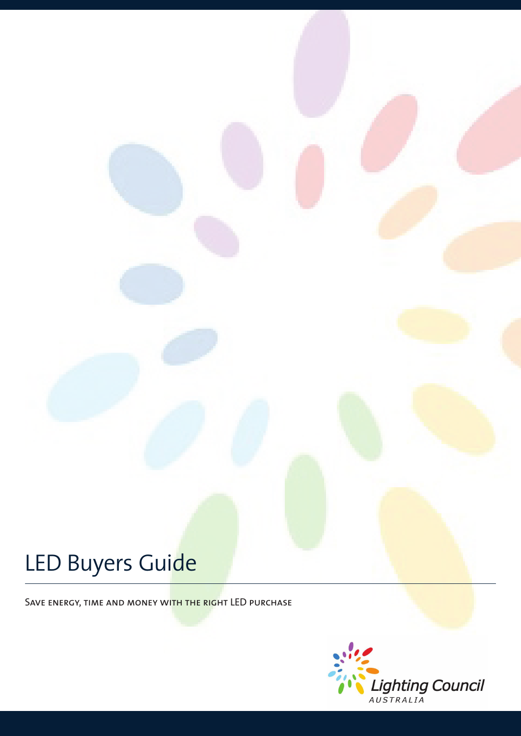# LED Buyers Guide

Save energy, time and money with the right LED purchase

Lighting Council AUSTRALIA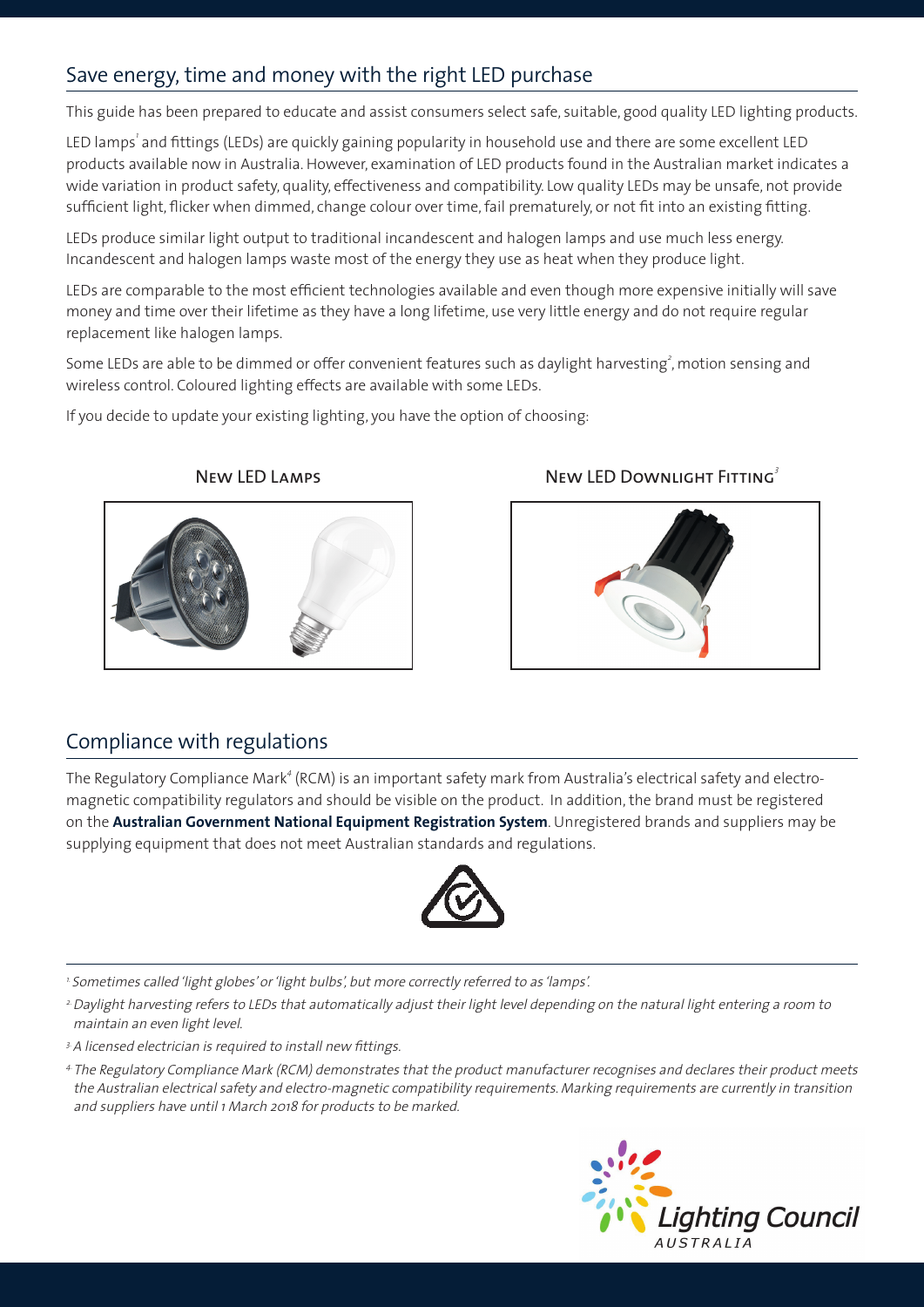## Save energy, time and money with the right LED purchase

This guide has been prepared to educate and assist consumers select safe, suitable, good quality LED lighting products.

LED lamps[1] and fittings (LEDs) are quickly gaining popularity in household use and there are some excellent LED products available now in Australia. However, examination of LED products found in the Australian market indicates a wide variation in product safety, quality, effectiveness and compatibility. Low quality LEDs may be unsafe, not provide sufficient light, flicker when dimmed, change colour over time, fail prematurely, or not fit into an existing fitting.

LEDs produce similar light output to traditional incandescent and halogen lamps and use much less energy. Incandescent and halogen lamps waste most of the energy they use as heat when they produce light.

LEDs are comparable to the most efficient technologies available and even though more expensive initially will save money and time over their lifetime as they have a long lifetime, use very little energy and do not require regular replacement like halogen lamps.

Some LEDs are able to be dimmed or offer convenient features such as daylight harvesting[2], motion sensing and wireless control. Coloured lighting effects are available with some LEDs.

If you decide to update your existing lighting, you have the option of choosing:

**New LED Lamps**

**New LED Downlight Fitting[3]**

## Compliance with regulations

The Regulatory Compliance Mark[4] (RCM) is an important safety mark from Australia's electrical safety and electro-magnetic compatibility regulators and should be visible on the product. In addition, the brand must be registered on the **Australian Government National Equipment Registration System**. Unregistered brands and suppliers may be supplying equipment that does not meet Australian standards and regulations.

---

*[1] Sometimes called 'light globes' or 'light bulbs', but more correctly referred to as 'lamps'.*

*[2] Daylight harvesting refers to LEDs that automatically adjust their light level depending on the natural light entering a room to maintain an even light level.*

*[3] A licensed electrician is required to install new fittings.*

*[4] The Regulatory Compliance Mark (RCM) demonstrates that the product manufacturer recognises and declares their product meets the Australian electrical safety and electro-magnetic compatibility requirements. Marking requirements are currently in transition and suppliers have until 1 March 2018 for products to be marked.*

Lighting Council AUSTRALIA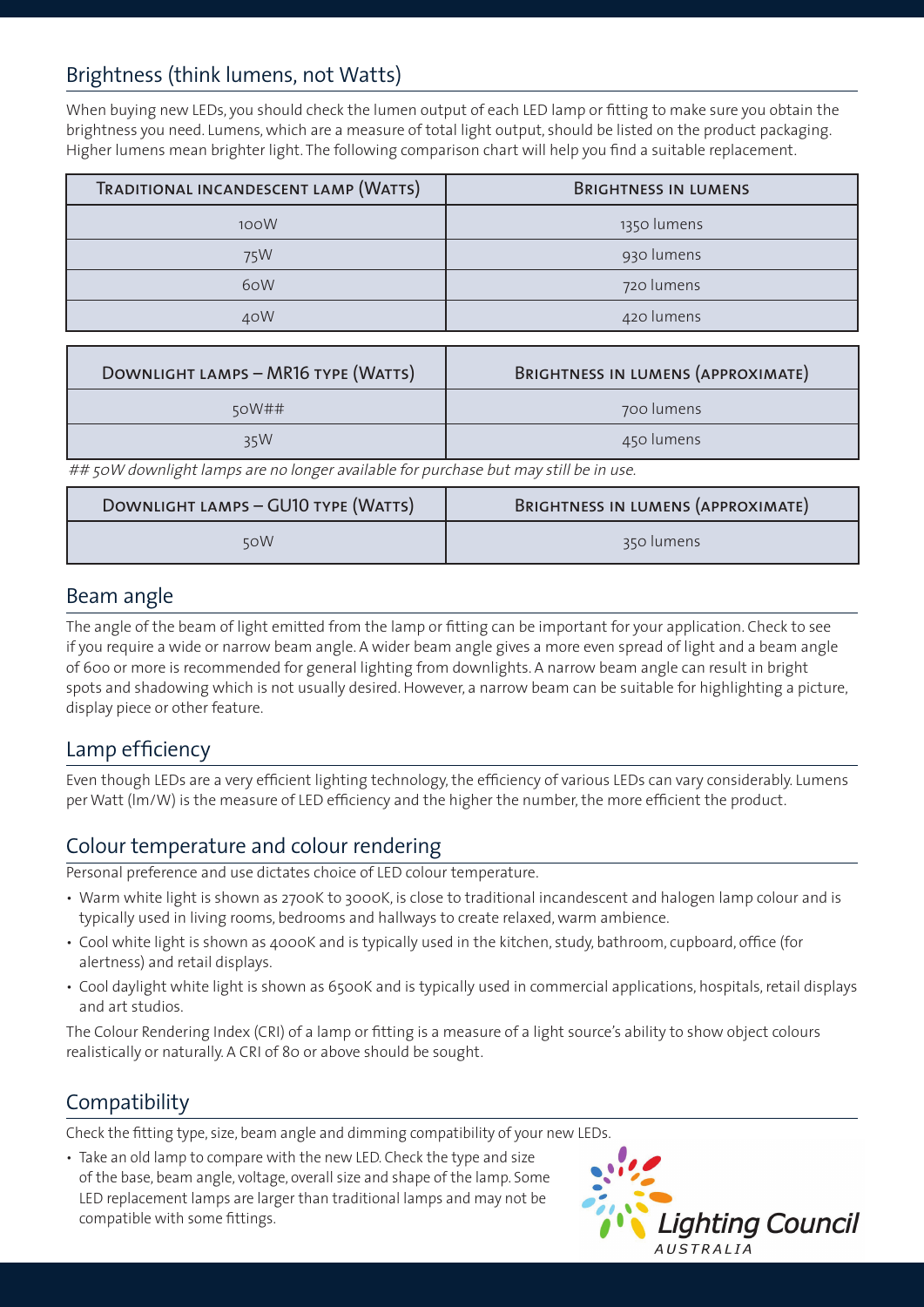## Brightness (think lumens, not Watts)

When buying new LEDs, you should check the lumen output of each LED lamp or fitting to make sure you obtain the brightness you need. Lumens, which are a measure of total light output, should be listed on the product packaging. Higher lumens mean brighter light. The following comparison chart will help you find a suitable replacement.

| Traditional incandescent lamp (Watts) | Brightness in lumens |
|---|---|
| 100W | 1350 lumens |
| 75W | 930 lumens |
| 60W | 720 lumens |
| 40W | 420 lumens |

| Downlight lamps – MR16 type (Watts) | Brightness in lumens (approximate) |
|---|---|
| 50W## | 700 lumens |
| 35W | 450 lumens |

*## 50W downlight lamps are no longer available for purchase but may still be in use.*

| Downlight lamps – GU10 type (Watts) | Brightness in lumens (approximate) |
|---|---|
| 50W | 350 lumens |

## Beam angle

The angle of the beam of light emitted from the lamp or fitting can be important for your application. Check to see if you require a wide or narrow beam angle. A wider beam angle gives a more even spread of light and a beam angle of 600 or more is recommended for general lighting from downlights. A narrow beam angle can result in bright spots and shadowing which is not usually desired. However, a narrow beam can be suitable for highlighting a picture, display piece or other feature.

## Lamp efficiency

Even though LEDs are a very efficient lighting technology, the efficiency of various LEDs can vary considerably. Lumens per Watt (lm/W) is the measure of LED efficiency and the higher the number, the more efficient the product.

## Colour temperature and colour rendering

Personal preference and use dictates choice of LED colour temperature.

- Warm white light is shown as 2700K to 3000K, is close to traditional incandescent and halogen lamp colour and is typically used in living rooms, bedrooms and hallways to create relaxed, warm ambience.
- Cool white light is shown as 4000K and is typically used in the kitchen, study, bathroom, cupboard, office (for alertness) and retail displays.
- Cool daylight white light is shown as 6500K and is typically used in commercial applications, hospitals, retail displays and art studios.

The Colour Rendering Index (CRI) of a lamp or fitting is a measure of a light source's ability to show object colours realistically or naturally. A CRI of 80 or above should be sought.

## Compatibility

Check the fitting type, size, beam angle and dimming compatibility of your new LEDs.

- Take an old lamp to compare with the new LED. Check the type and size of the base, beam angle, voltage, overall size and shape of the lamp. Some LED replacement lamps are larger than traditional lamps and may not be compatible with some fittings.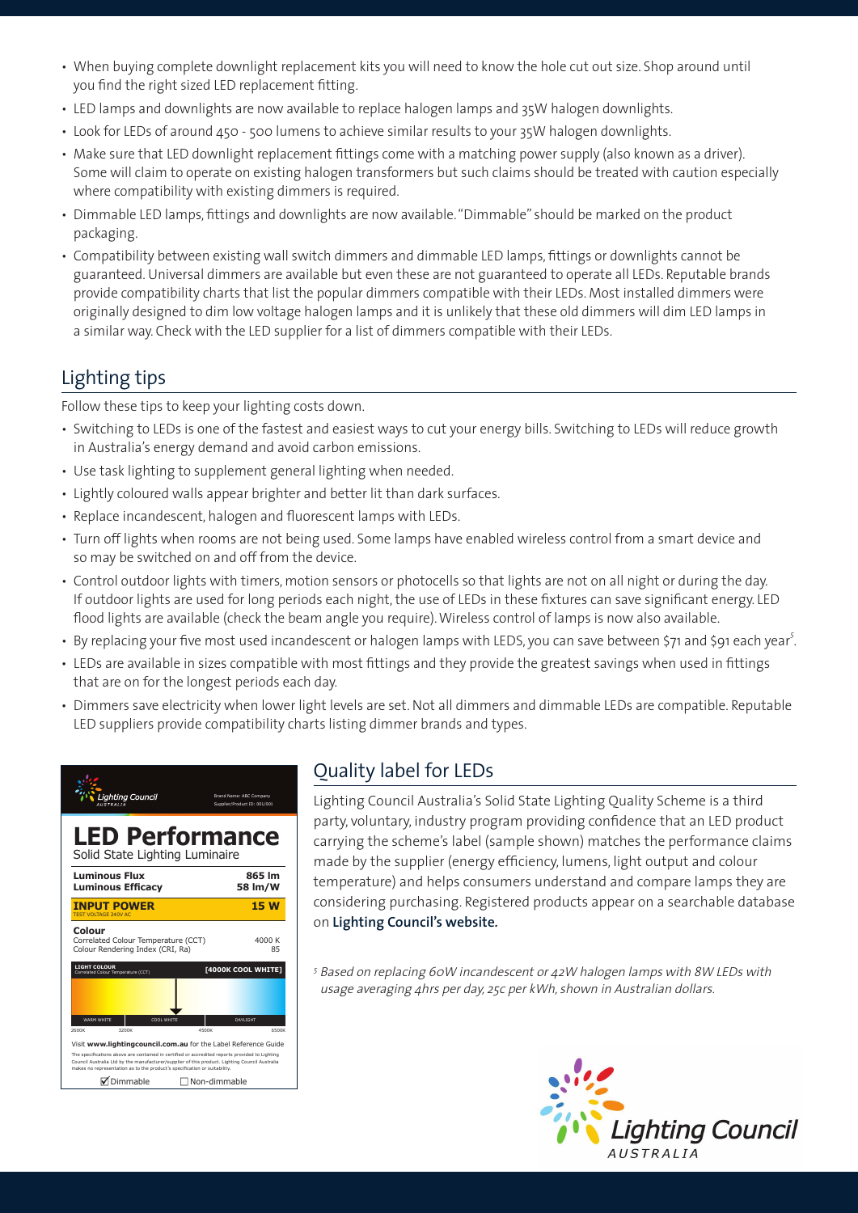- When buying complete downlight replacement kits you will need to know the hole cut out size. Shop around until you find the right sized LED replacement fitting.
- LED lamps and downlights are now available to replace halogen lamps and 35W halogen downlights.
- Look for LEDs of around 450 - 500 lumens to achieve similar results to your 35W halogen downlights.
- Make sure that LED downlight replacement fittings come with a matching power supply (also known as a driver). Some will claim to operate on existing halogen transformers but such claims should be treated with caution especially where compatibility with existing dimmers is required.
- Dimmable LED lamps, fittings and downlights are now available. "Dimmable" should be marked on the product packaging.
- Compatibility between existing wall switch dimmers and dimmable LED lamps, fittings or downlights cannot be guaranteed. Universal dimmers are available but even these are not guaranteed to operate all LEDs. Reputable brands provide compatibility charts that list the popular dimmers compatible with their LEDs. Most installed dimmers were originally designed to dim low voltage halogen lamps and it is unlikely that these old dimmers will dim LED lamps in a similar way. Check with the LED supplier for a list of dimmers compatible with their LEDs.

## Lighting tips

Follow these tips to keep your lighting costs down.

- Switching to LEDs is one of the fastest and easiest ways to cut your energy bills. Switching to LEDs will reduce growth in Australia's energy demand and avoid carbon emissions.
- Use task lighting to supplement general lighting when needed.
- Lightly coloured walls appear brighter and better lit than dark surfaces.
- Replace incandescent, halogen and fluorescent lamps with LEDs.
- Turn off lights when rooms are not being used. Some lamps have enabled wireless control from a smart device and so may be switched on and off from the device.
- Control outdoor lights with timers, motion sensors or photocells so that lights are not on all night or during the day. If outdoor lights are used for long periods each night, the use of LEDs in these fixtures can save significant energy. LED flood lights are available (check the beam angle you require). Wireless control of lamps is now also available.
- By replacing your five most used incandescent or halogen lamps with LEDS, you can save between $71 and $91 each year[5].
- LEDs are available in sizes compatible with most fittings and they provide the greatest savings when used in fittings that are on for the longest periods each day.
- Dimmers save electricity when lower light levels are set. Not all dimmers and dimmable LEDs are compatible. Reputable LED suppliers provide compatibility charts listing dimmer brands and types.

**Lighting Council AUSTRALIA** — Brand Name: ABC Company, Supplier/Product ID: 001/001

**LED Performance**
Solid State Lighting Luminaire

| | |
|---|---|
| **Luminous Flux** | **865 lm** |
| **Luminous Efficacy** | **58 lm/W** |
| **INPUT POWER** (TEST VOLTAGE 240V AC) | **15 W** |
| **Colour** | |
| Correlated Colour Temperature (CCT) | 4000 K |
| Colour Rendering Index (CRI, Ra) | 85 |

LIGHT COLOUR (Correlated Colour Temperature (CCT)) [4000K COOL WHITE]

WARM WHITE | COOL WHITE | DAYLIGHT — 2600K, 3200K, 4500K, 6500K

Visit **www.lightingcouncil.com.au** for the Label Reference Guide

The specifications above are contained in certified or accredited reports provided to Lighting Council Australia Ltd by the manufacturer/supplier of this product. Lighting Council Australia makes no representation as to the product's specification or suitability.

☑ Dimmable ☐ Non-dimmable

## Quality label for LEDs

Lighting Council Australia's Solid State Lighting Quality Scheme is a third party, voluntary, industry program providing confidence that an LED product carrying the scheme's label (sample shown) matches the performance claims made by the supplier (energy efficiency, lumens, light output and colour temperature) and helps consumers understand and compare lamps they are considering purchasing. Registered products appear on a searchable database on **Lighting Council's website.**

*[5] Based on replacing 60W incandescent or 42W halogen lamps with 8W LEDs with usage averaging 4hrs per day, 25c per kWh, shown in Australian dollars.*

Lighting Council AUSTRALIA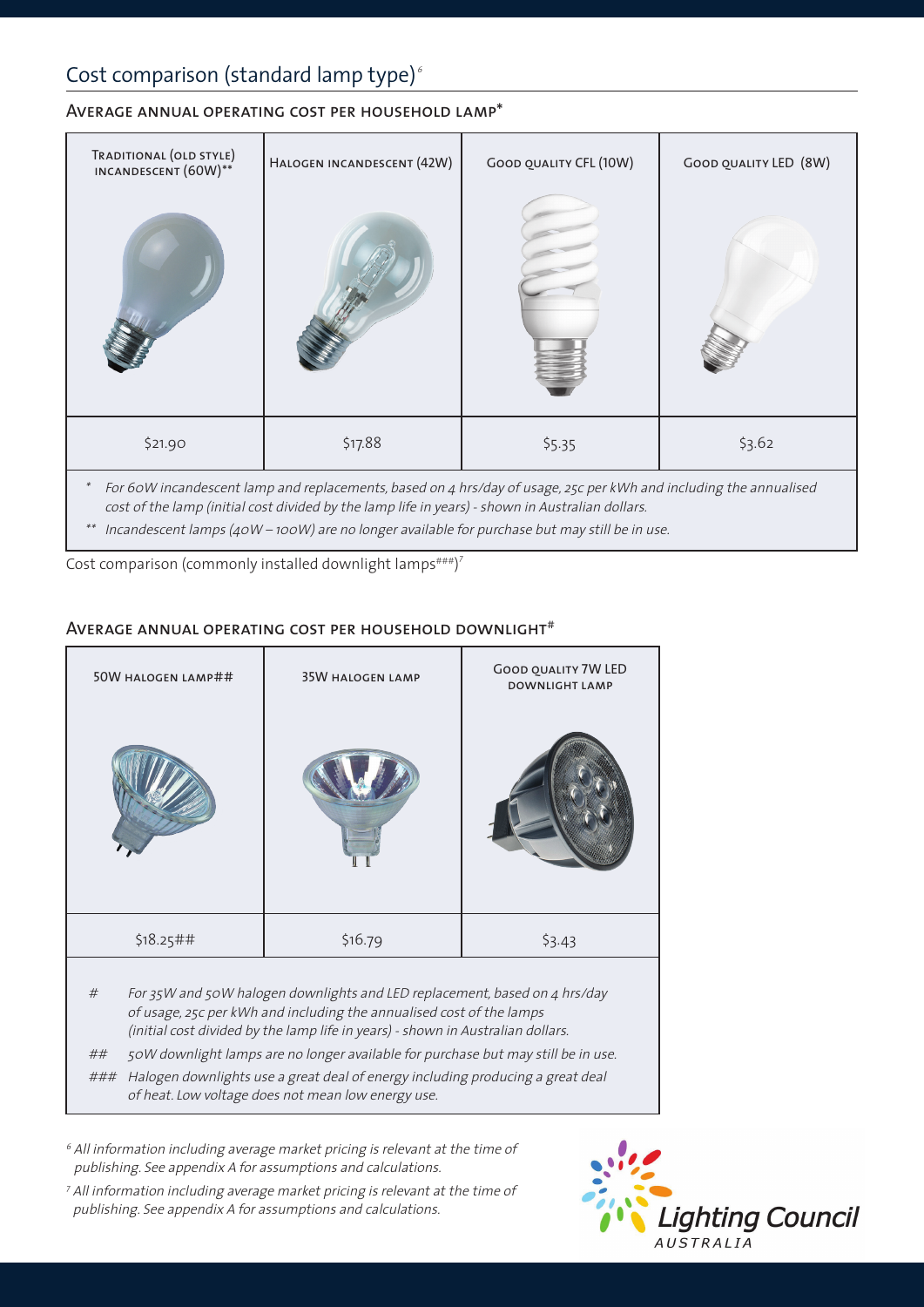## Cost comparison (standard lamp type)[6]

### Average annual operating cost per household lamp*

| Traditional (old style) incandescent (60W)** | Halogen incandescent (42W) | Good quality CFL (10W) | Good quality LED (8W) |
|---|---|---|---|
| $21.90 | $17.88 | $5.35 | $3.62 |

*\* For 60W incandescent lamp and replacements, based on 4 hrs/day of usage, 25c per kWh and including the annualised cost of the lamp (initial cost divided by the lamp life in years) - shown in Australian dollars.*

*\*\* Incandescent lamps (40W – 100W) are no longer available for purchase but may still be in use.*

Cost comparison (commonly installed downlight lamps###)[7]

### Average annual operating cost per household downlight#

| 50W halogen lamp## | 35W halogen lamp | Good quality 7W LED downlight lamp |
|---|---|---|
| $18.25## | $16.79 | $3.43 |

*# For 35W and 50W halogen downlights and LED replacement, based on 4 hrs/day of usage, 25c per kWh and including the annualised cost of the lamps (initial cost divided by the lamp life in years) - shown in Australian dollars.*

*## 50W downlight lamps are no longer available for purchase but may still be in use.*

*### Halogen downlights use a great deal of energy including producing a great deal of heat. Low voltage does not mean low energy use.*

*[6] All information including average market pricing is relevant at the time of publishing. See appendix A for assumptions and calculations.*

*[7] All information including average market pricing is relevant at the time of publishing. See appendix A for assumptions and calculations.*

Lighting Council AUSTRALIA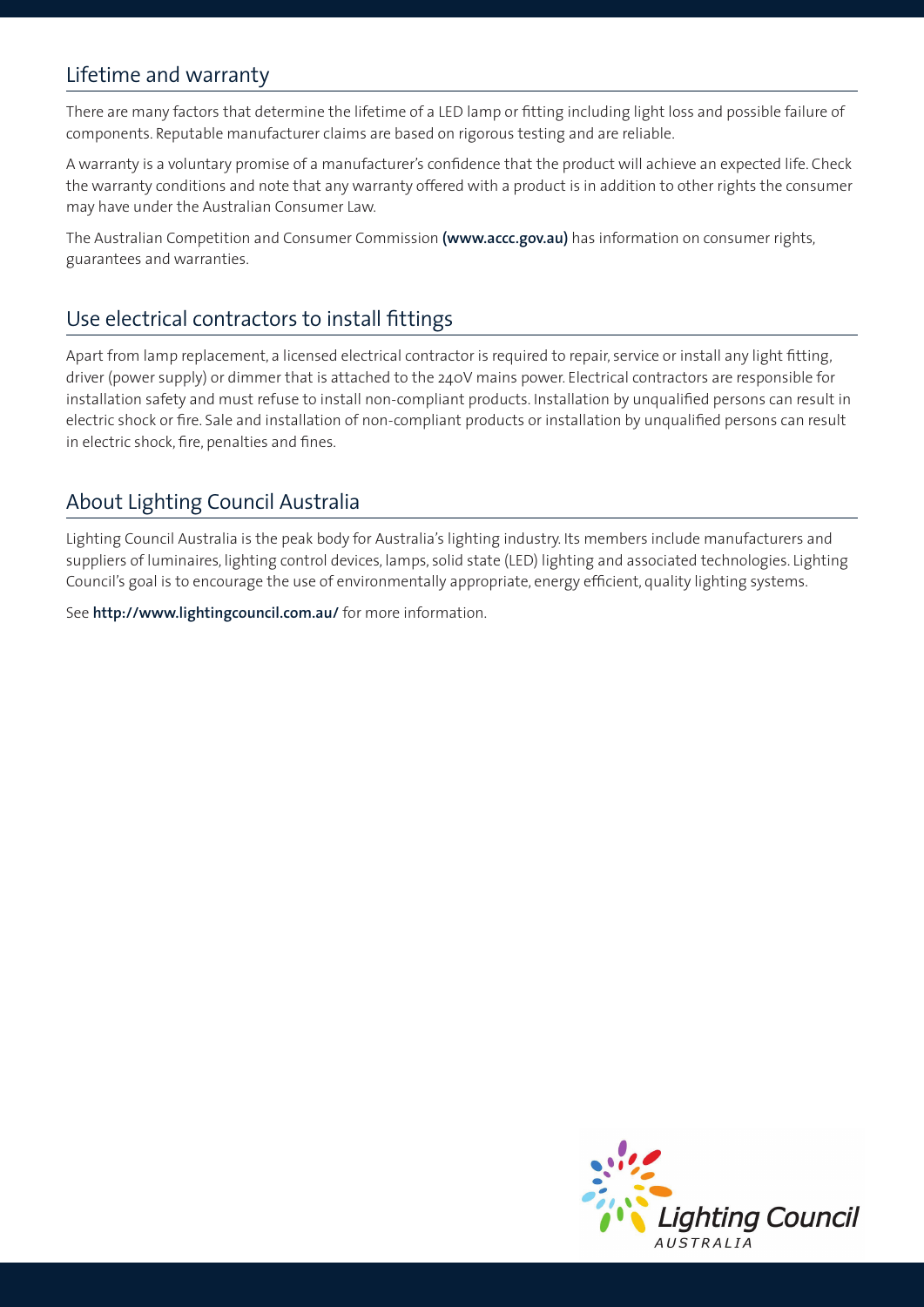## Lifetime and warranty

There are many factors that determine the lifetime of a LED lamp or fitting including light loss and possible failure of components. Reputable manufacturer claims are based on rigorous testing and are reliable.

A warranty is a voluntary promise of a manufacturer's confidence that the product will achieve an expected life. Check the warranty conditions and note that any warranty offered with a product is in addition to other rights the consumer may have under the Australian Consumer Law.

The Australian Competition and Consumer Commission **(www.accc.gov.au)** has information on consumer rights, guarantees and warranties.

## Use electrical contractors to install fittings

Apart from lamp replacement, a licensed electrical contractor is required to repair, service or install any light fitting, driver (power supply) or dimmer that is attached to the 240V mains power. Electrical contractors are responsible for installation safety and must refuse to install non-compliant products. Installation by unqualified persons can result in electric shock or fire. Sale and installation of non-compliant products or installation by unqualified persons can result in electric shock, fire, penalties and fines.

## About Lighting Council Australia

Lighting Council Australia is the peak body for Australia's lighting industry. Its members include manufacturers and suppliers of luminaires, lighting control devices, lamps, solid state (LED) lighting and associated technologies. Lighting Council's goal is to encourage the use of environmentally appropriate, energy efficient, quality lighting systems.

See **http://www.lightingcouncil.com.au/** for more information.

Lighting Council AUSTRALIA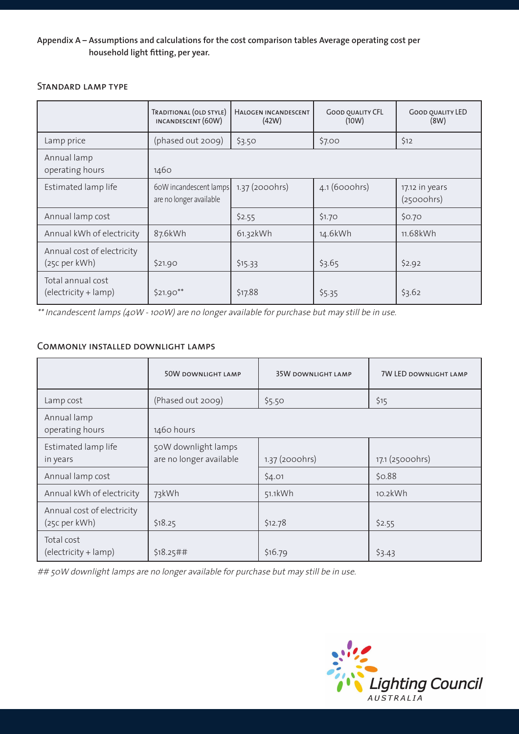**Appendix A – Assumptions and calculations for the cost comparison tables Average operating cost per household light fitting, per year.**

## Standard lamp type

| | Traditional (old style) incandescent (60W) | Halogen incandescent (42W) | Good quality CFL (10W) | Good quality LED (8W) |
|---|---|---|---|---|
| Lamp price | (phased out 2009) | $3.50 | $7.00 | $12 |
| Annual lamp operating hours | 1460 | | | |
| Estimated lamp life | 60W incandescent lamps are no longer available | 1.37 (2000hrs) | 4.1 (6000hrs) | 17.12 in years (25000hrs) |
| Annual lamp cost | | $2.55 | $1.70 | $0.70 |
| Annual kWh of electricity | 87.6kWh | 61.32kWh | 14.6kWh | 11.68kWh |
| Annual cost of electricity (25c per kWh) | $21.90 | $15.33 | $3.65 | $2.92 |
| Total annual cost (electricity + lamp) | $21.90** | $17.88 | $5.35 | $3.62 |

*** Incandescent lamps (40W - 100W) are no longer available for purchase but may still be in use.*

## Commonly installed downlight lamps

| | 50W downlight lamp | 35W downlight lamp | 7W LED downlight lamp |
|---|---|---|---|
| Lamp cost | (Phased out 2009) | $5.50 | $15 |
| Annual lamp operating hours | 1460 hours | | |
| Estimated lamp life in years | 50W downlight lamps are no longer available | 1.37 (2000hrs) | 17.1 (25000hrs) |
| Annual lamp cost | | $4.01 | $0.88 |
| Annual kWh of electricity | 73kWh | 51.1kWh | 10.2kWh |
| Annual cost of electricity (25c per kWh) | $18.25 | $12.78 | $2.55 |
| Total cost (electricity + lamp) | $18.25## | $16.79 | $3.43 |

*## 50W downlight lamps are no longer available for purchase but may still be in use.*

Lighting Council AUSTRALIA